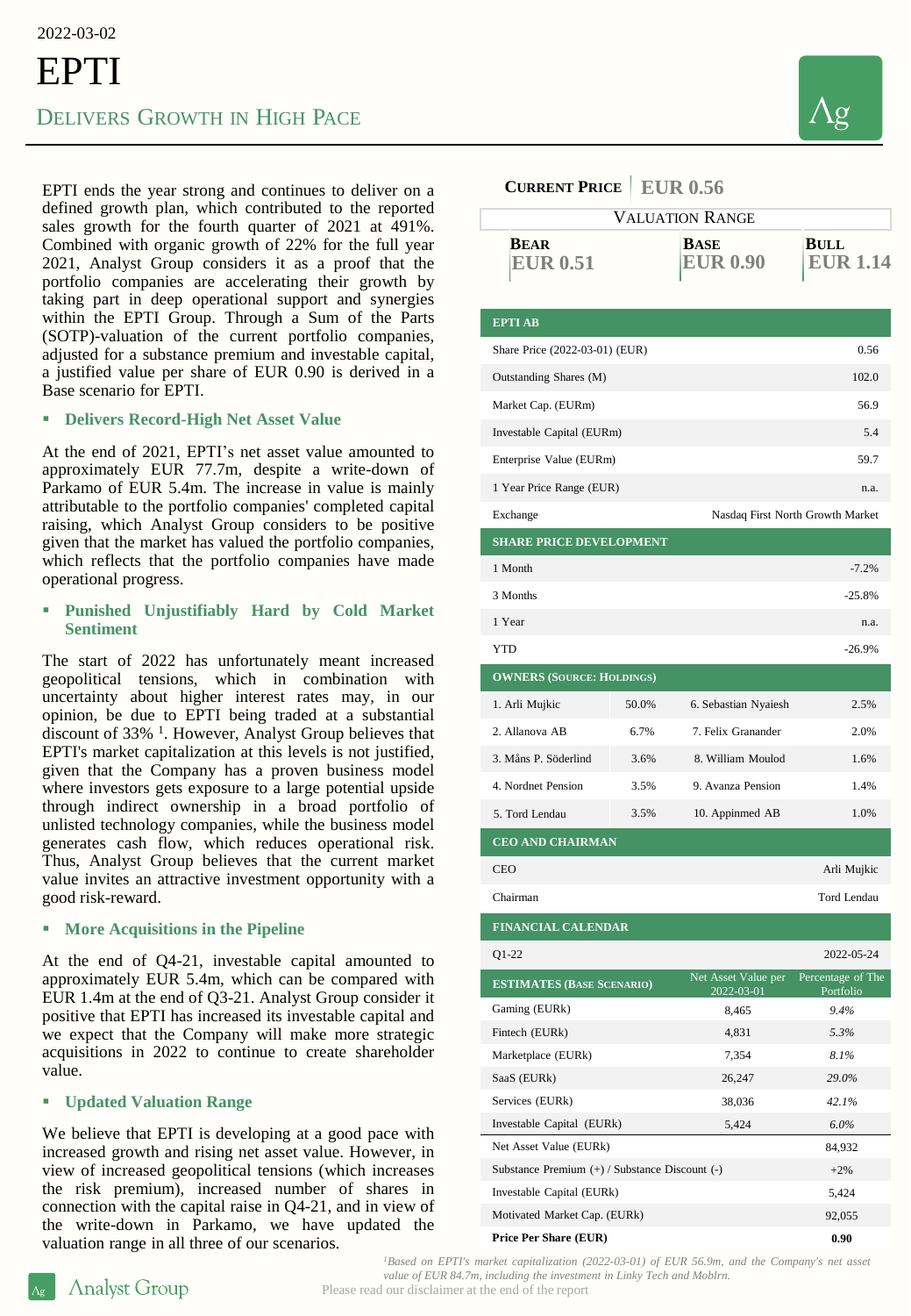2022-03-02

# EPTI

## Delivers Growth in High Pace

EPTI ends the year strong and continues to deliver on a defined growth plan, which contributed to the reported sales growth for the fourth quarter of 2021 at 491%. Combined with organic growth of 22% for the full year 2021, Analyst Group considers it as a proof that the portfolio companies are accelerating their growth by taking part in deep operational support and synergies within the EPTI Group. Through a Sum of the Parts (SOTP)-valuation of the current portfolio companies, adjusted for a substance premium and investable capital, a justified value per share of EUR 0.90 is derived in a Base scenario for EPTI.

### ▪ Delivers Record-High Net Asset Value

At the end of 2021, EPTI's net asset value amounted to approximately EUR 77.7m, despite a write-down of Parkamo of EUR 5.4m. The increase in value is mainly attributable to the portfolio companies' completed capital raising, which Analyst Group considers to be positive given that the market has valued the portfolio companies, which reflects that the portfolio companies have made operational progress.

### ▪ Punished Unjustifiably Hard by Cold Market Sentiment

The start of 2022 has unfortunately meant increased geopolitical tensions, which in combination with uncertainty about higher interest rates may, in our opinion, be due to EPTI being traded at a substantial discount of 33% [1]. However, Analyst Group believes that EPTI's market capitalization at this levels is not justified, given that the Company has a proven business model where investors gets exposure to a large potential upside through indirect ownership in a broad portfolio of unlisted technology companies, while the business model generates cash flow, which reduces operational risk. Thus, Analyst Group believes that the current market value invites an attractive investment opportunity with a good risk-reward.

### ▪ More Acquisitions in the Pipeline

At the end of Q4-21, investable capital amounted to approximately EUR 5.4m, which can be compared with EUR 1.4m at the end of Q3-21. Analyst Group consider it positive that EPTI has increased its investable capital and we expect that the Company will make more strategic acquisitions in 2022 to continue to create shareholder value.

### ▪ Updated Valuation Range

We believe that EPTI is developing at a good pace with increased growth and rising net asset value. However, in view of increased geopolitical tensions (which increases the risk premium), increased number of shares in connection with the capital raise in Q4-21, and in view of the write-down in Parkamo, we have updated the valuation range in all three of our scenarios.

**Current Price** EUR 0.56

| Valuation Range | | |
|---|---|---|
| **Bear** | **Base** | **Bull** |
| EUR 0.51 | EUR 0.90 | EUR 1.14 |

| EPTI AB | |
|---|---|
| Share Price (2022-03-01) (EUR) | 0.56 |
| Outstanding Shares (M) | 102.0 |
| Market Cap. (EURm) | 56.9 |
| Investable Capital (EURm) | 5.4 |
| Enterprise Value (EURm) | 59.7 |
| 1 Year Price Range (EUR) | n.a. |
| Exchange | Nasdaq First North Growth Market |

| Share Price Development | |
|---|---|
| 1 Month | -7.2% |
| 3 Months | -25.8% |
| 1 Year | n.a. |
| YTD | -26.9% |

| Owners (Source: Holdings) | | | |
|---|---|---|---|
| 1. Arli Mujkic | 50.0% | 6. Sebastian Nyaiesh | 2.5% |
| 2. Allanova AB | 6.7% | 7. Felix Granander | 2.0% |
| 3. Måns P. Söderlind | 3.6% | 8. William Moulod | 1.6% |
| 4. Nordnet Pension | 3.5% | 9. Avanza Pension | 1.4% |
| 5. Tord Lendau | 3.5% | 10. Appinmed AB | 1.0% |

| CEO and Chairman | |
|---|---|
| CEO | Arli Mujkic |
| Chairman | Tord Lendau |

| Financial Calendar | |
|---|---|
| Q1-22 | 2022-05-24 |

| Estimates (Base Scenario) | Net Asset Value per 2022-03-01 | Percentage of The Portfolio |
|---|---|---|
| Gaming (EURk) | 8,465 | *9.4%* |
| Fintech (EURk) | 4,831 | *5.3%* |
| Marketplace (EURk) | 7,354 | *8.1%* |
| SaaS (EURk) | 26,247 | *29.0%* |
| Services (EURk) | 38,036 | *42.1%* |
| Investable Capital (EURk) | 5,424 | *6.0%* |
| Net Asset Value (EURk) | | 84,932 |
| Substance Premium (+) / Substance Discount (-) | | +2% |
| Investable Capital (EURk) | | 5,424 |
| Motivated Market Cap. (EURk) | | 92,055 |
| **Price Per Share (EUR)** | | **0.90** |

*[1]Based on EPTI's market capitalization (2022-03-01) of EUR 56.9m, and the Company's net asset value of EUR 84.7m, including the investment in Linky Tech and Moblrn.*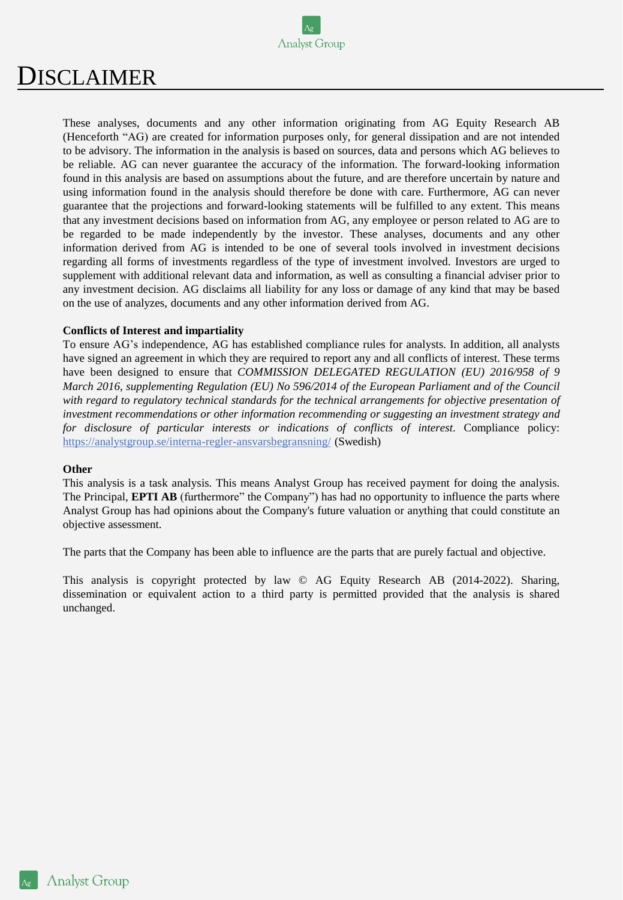# DISCLAIMER

These analyses, documents and any other information originating from AG Equity Research AB (Henceforth "AG) are created for information purposes only, for general dissipation and are not intended to be advisory. The information in the analysis is based on sources, data and persons which AG believes to be reliable. AG can never guarantee the accuracy of the information. The forward-looking information found in this analysis are based on assumptions about the future, and are therefore uncertain by nature and using information found in the analysis should therefore be done with care. Furthermore, AG can never guarantee that the projections and forward-looking statements will be fulfilled to any extent. This means that any investment decisions based on information from AG, any employee or person related to AG are to be regarded to be made independently by the investor. These analyses, documents and any other information derived from AG is intended to be one of several tools involved in investment decisions regarding all forms of investments regardless of the type of investment involved. Investors are urged to supplement with additional relevant data and information, as well as consulting a financial adviser prior to any investment decision. AG disclaims all liability for any loss or damage of any kind that may be based on the use of analyzes, documents and any other information derived from AG.

**Conflicts of Interest and impartiality**

To ensure AG's independence, AG has established compliance rules for analysts. In addition, all analysts have signed an agreement in which they are required to report any and all conflicts of interest. These terms have been designed to ensure that *COMMISSION DELEGATED REGULATION (EU) 2016/958 of 9 March 2016, supplementing Regulation (EU) No 596/2014 of the European Parliament and of the Council with regard to regulatory technical standards for the technical arrangements for objective presentation of investment recommendations or other information recommending or suggesting an investment strategy and for disclosure of particular interests or indications of conflicts of interest*. Compliance policy: [https://analystgroup.se/interna-regler-ansvarsbegransning/](https://analystgroup.se/interna-regler-ansvarsbegransning/) (Swedish)

**Other**

This analysis is a task analysis. This means Analyst Group has received payment for doing the analysis. The Principal, **EPTI AB** (furthermore" the Company") has had no opportunity to influence the parts where Analyst Group has had opinions about the Company's future valuation or anything that could constitute an objective assessment.

The parts that the Company has been able to influence are the parts that are purely factual and objective.

This analysis is copyright protected by law © AG Equity Research AB (2014-2022). Sharing, dissemination or equivalent action to a third party is permitted provided that the analysis is shared unchanged.